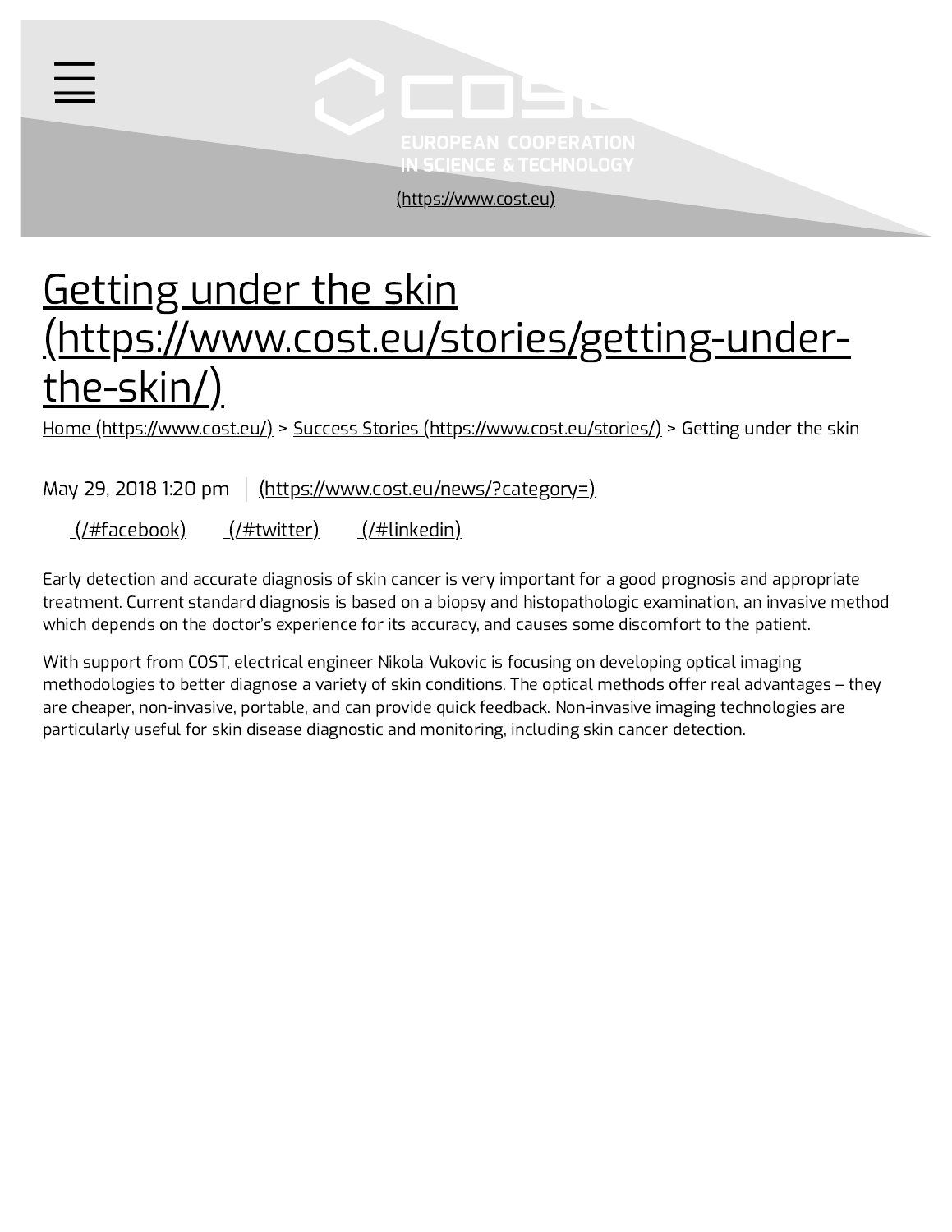(https://www.cost.eu)

# Getting under the skin (https://www.cost.eu/stories/getting-under-the-skin/)

Home (https://www.cost.eu/) > Success Stories (https://www.cost.eu/stories/) > Getting under the skin

May 29, 2018 1:20 pm | (https://www.cost.eu/news/?category=)

(/#facebook) (/#twitter) (/#linkedin)

Early detection and accurate diagnosis of skin cancer is very important for a good prognosis and appropriate treatment. Current standard diagnosis is based on a biopsy and histopathologic examination, an invasive method which depends on the doctor's experience for its accuracy, and causes some discomfort to the patient.

With support from COST, electrical engineer Nikola Vukovic is focusing on developing optical imaging methodologies to better diagnose a variety of skin conditions. The optical methods offer real advantages – they are cheaper, non-invasive, portable, and can provide quick feedback. Non-invasive imaging technologies are particularly useful for skin disease diagnostic and monitoring, including skin cancer detection.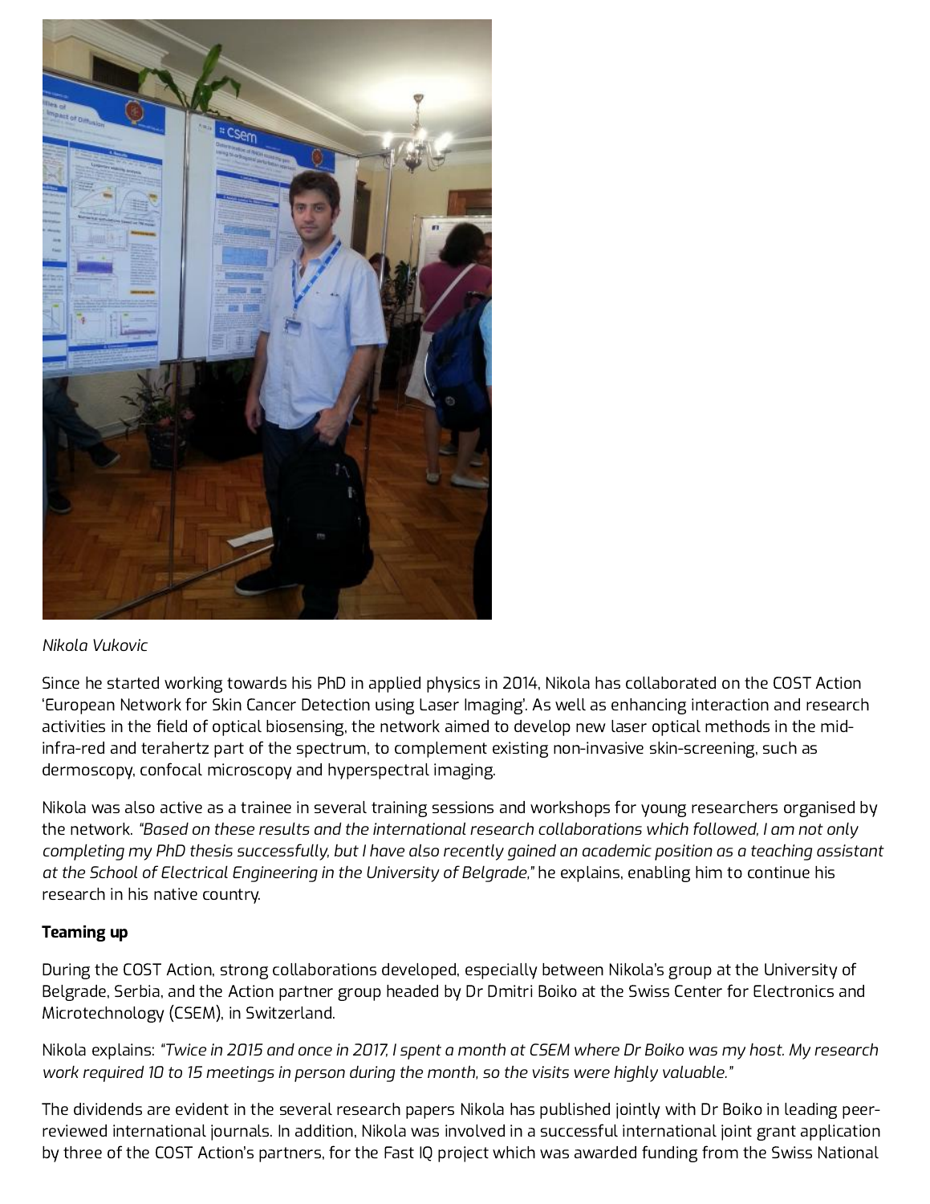*Nikola Vukovic*

Since he started working towards his PhD in applied physics in 2014, Nikola has collaborated on the COST Action 'European Network for Skin Cancer Detection using Laser Imaging'. As well as enhancing interaction and research activities in the field of optical biosensing, the network aimed to develop new laser optical methods in the mid-infra-red and terahertz part of the spectrum, to complement existing non-invasive skin-screening, such as dermoscopy, confocal microscopy and hyperspectral imaging.

Nikola was also active as a trainee in several training sessions and workshops for young researchers organised by the network. *"Based on these results and the international research collaborations which followed, I am not only completing my PhD thesis successfully, but I have also recently gained an academic position as a teaching assistant at the School of Electrical Engineering in the University of Belgrade,"* he explains, enabling him to continue his research in his native country.

**Teaming up**

During the COST Action, strong collaborations developed, especially between Nikola's group at the University of Belgrade, Serbia, and the Action partner group headed by Dr Dmitri Boiko at the Swiss Center for Electronics and Microtechnology (CSEM), in Switzerland.

Nikola explains: *"Twice in 2015 and once in 2017, I spent a month at CSEM where Dr Boiko was my host. My research work required 10 to 15 meetings in person during the month, so the visits were highly valuable."*

The dividends are evident in the several research papers Nikola has published jointly with Dr Boiko in leading peer-reviewed international journals. In addition, Nikola was involved in a successful international joint grant application by three of the COST Action's partners, for the Fast IQ project which was awarded funding from the Swiss National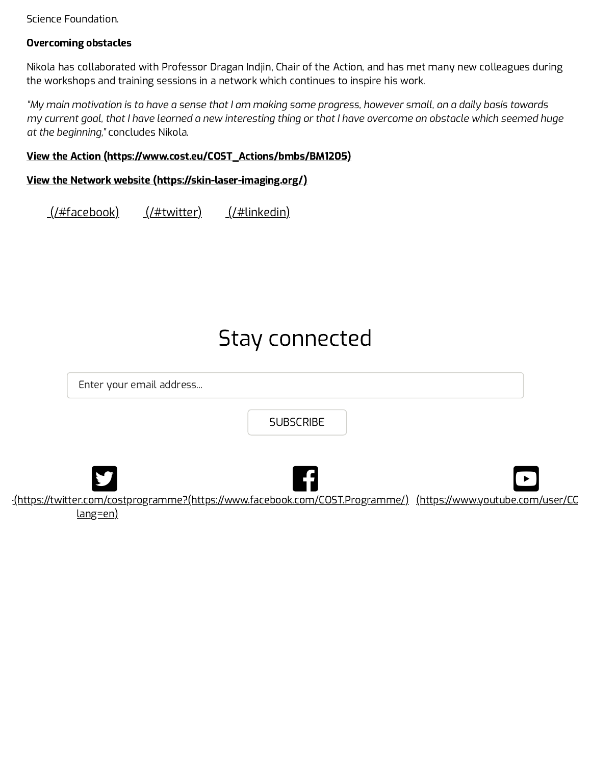Science Foundation.

**Overcoming obstacles**

Nikola has collaborated with Professor Dragan Indjin, Chair of the Action, and has met many new colleagues during the workshops and training sessions in a network which continues to inspire his work.

*"My main motivation is to have a sense that I am making some progress, however small, on a daily basis towards my current goal, that I have learned a new interesting thing or that I have overcome an obstacle which seemed huge at the beginning,"* concludes Nikola.

**View the Action (https://www.cost.eu/COST_Actions/bmbs/BM1205)**

**View the Network website (https://skin-laser-imaging.org/)**

(/#facebook) (/#twitter) (/#linkedin)

# Stay connected

Enter your email address...

SUBSCRIBE

(https://twitter.com/costprogramme?lang=en) (https://www.facebook.com/COST.Programme/) (https://www.youtube.com/user/CO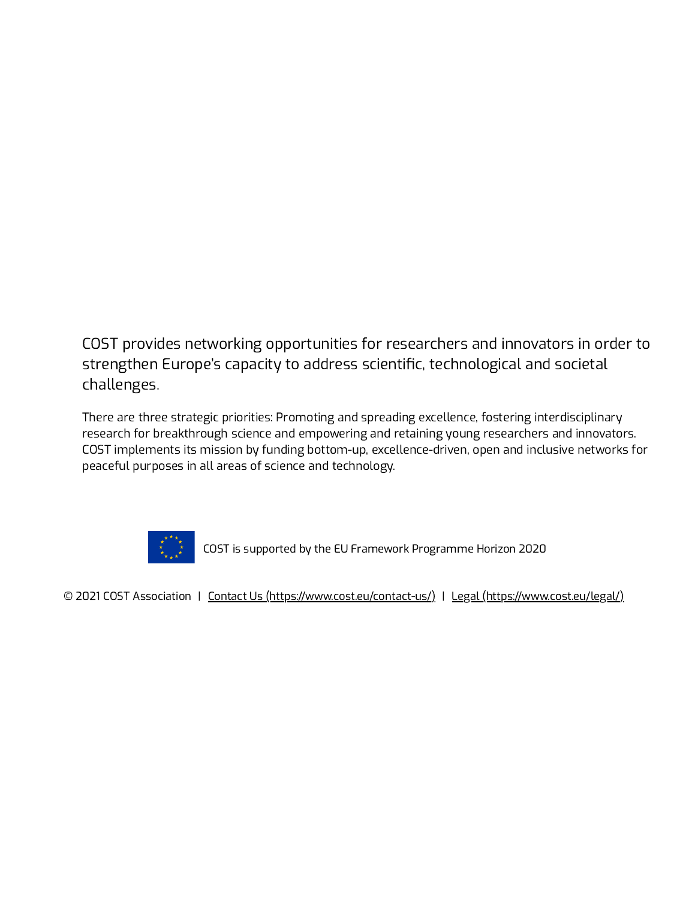COST provides networking opportunities for researchers and innovators in order to strengthen Europe's capacity to address scientific, technological and societal challenges.

There are three strategic priorities: Promoting and spreading excellence, fostering interdisciplinary research for breakthrough science and empowering and retaining young researchers and innovators. COST implements its mission by funding bottom-up, excellence-driven, open and inclusive networks for peaceful purposes in all areas of science and technology.

COST is supported by the EU Framework Programme Horizon 2020

© 2021 COST Association | Contact Us (https://www.cost.eu/contact-us/) | Legal (https://www.cost.eu/legal/)